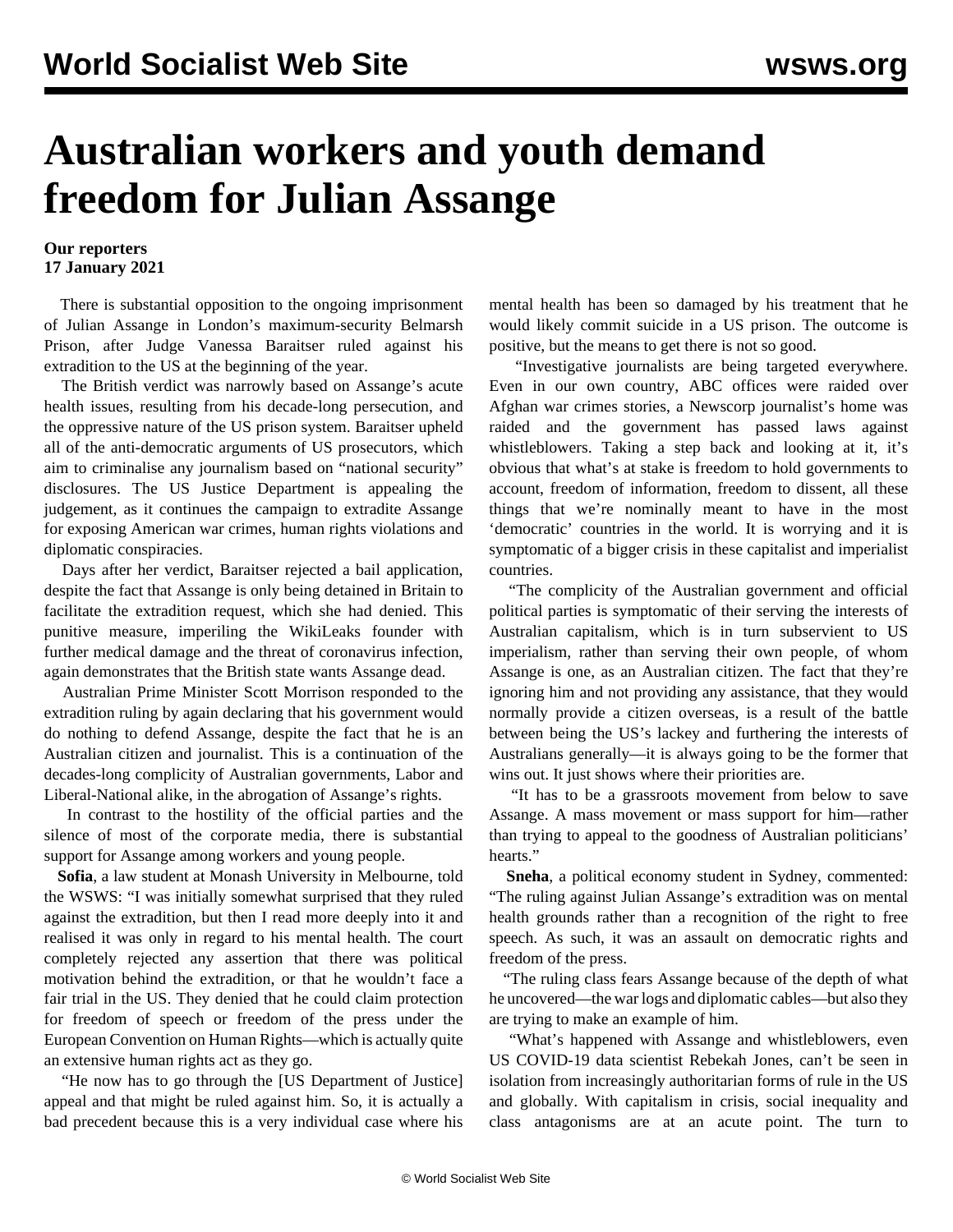# Australian workers and youth demand freedom for Julian Assange

**Our reporters**
**17 January 2021**

There is substantial opposition to the ongoing imprisonment of Julian Assange in London's maximum-security Belmarsh Prison, after Judge Vanessa Baraitser ruled against his extradition to the US at the beginning of the year.

The British verdict was narrowly based on Assange's acute health issues, resulting from his decade-long persecution, and the oppressive nature of the US prison system. Baraitser upheld all of the anti-democratic arguments of US prosecutors, which aim to criminalise any journalism based on "national security" disclosures. The US Justice Department is appealing the judgement, as it continues the campaign to extradite Assange for exposing American war crimes, human rights violations and diplomatic conspiracies.

Days after her verdict, Baraitser rejected a bail application, despite the fact that Assange is only being detained in Britain to facilitate the extradition request, which she had denied. This punitive measure, imperiling the WikiLeaks founder with further medical damage and the threat of coronavirus infection, again demonstrates that the British state wants Assange dead.

Australian Prime Minister Scott Morrison responded to the extradition ruling by again declaring that his government would do nothing to defend Assange, despite the fact that he is an Australian citizen and journalist. This is a continuation of the decades-long complicity of Australian governments, Labor and Liberal-National alike, in the abrogation of Assange's rights.

In contrast to the hostility of the official parties and the silence of most of the corporate media, there is substantial support for Assange among workers and young people.

**Sofia**, a law student at Monash University in Melbourne, told the WSWS: "I was initially somewhat surprised that they ruled against the extradition, but then I read more deeply into it and realised it was only in regard to his mental health. The court completely rejected any assertion that there was political motivation behind the extradition, or that he wouldn't face a fair trial in the US. They denied that he could claim protection for freedom of speech or freedom of the press under the European Convention on Human Rights—which is actually quite an extensive human rights act as they go.

"He now has to go through the [US Department of Justice] appeal and that might be ruled against him. So, it is actually a bad precedent because this is a very individual case where his mental health has been so damaged by his treatment that he would likely commit suicide in a US prison. The outcome is positive, but the means to get there is not so good.

"Investigative journalists are being targeted everywhere. Even in our own country, ABC offices were raided over Afghan war crimes stories, a Newscorp journalist's home was raided and the government has passed laws against whistleblowers. Taking a step back and looking at it, it's obvious that what's at stake is freedom to hold governments to account, freedom of information, freedom to dissent, all these things that we're nominally meant to have in the most 'democratic' countries in the world. It is worrying and it is symptomatic of a bigger crisis in these capitalist and imperialist countries.

"The complicity of the Australian government and official political parties is symptomatic of their serving the interests of Australian capitalism, which is in turn subservient to US imperialism, rather than serving their own people, of whom Assange is one, as an Australian citizen. The fact that they're ignoring him and not providing any assistance, that they would normally provide a citizen overseas, is a result of the battle between being the US's lackey and furthering the interests of Australians generally—it is always going to be the former that wins out. It just shows where their priorities are.

"It has to be a grassroots movement from below to save Assange. A mass movement or mass support for him—rather than trying to appeal to the goodness of Australian politicians' hearts."

**Sneha**, a political economy student in Sydney, commented: "The ruling against Julian Assange's extradition was on mental health grounds rather than a recognition of the right to free speech. As such, it was an assault on democratic rights and freedom of the press.

"The ruling class fears Assange because of the depth of what he uncovered—the war logs and diplomatic cables—but also they are trying to make an example of him.

"What's happened with Assange and whistleblowers, even US COVID-19 data scientist Rebekah Jones, can't be seen in isolation from increasingly authoritarian forms of rule in the US and globally. With capitalism in crisis, social inequality and class antagonisms are at an acute point. The turn to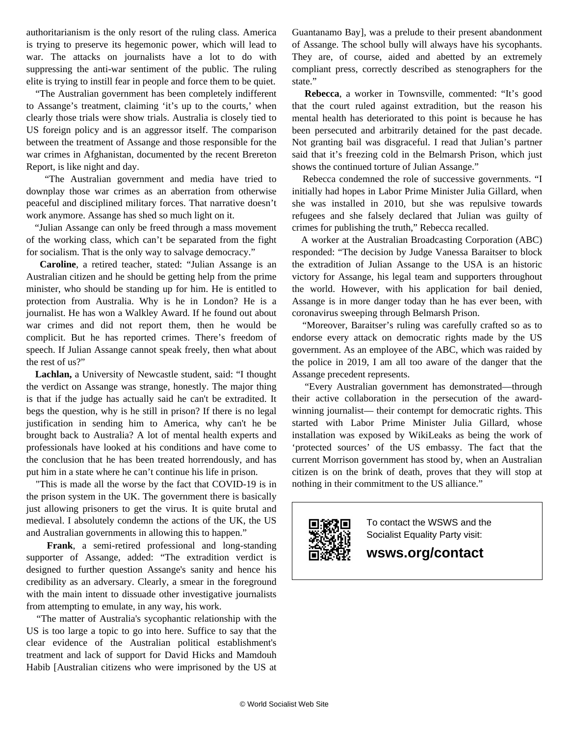authoritarianism is the only resort of the ruling class. America is trying to preserve its hegemonic power, which will lead to war. The attacks on journalists have a lot to do with suppressing the anti-war sentiment of the public. The ruling elite is trying to instill fear in people and force them to be quiet.

"The Australian government has been completely indifferent to Assange's treatment, claiming 'it's up to the courts,' when clearly those trials were show trials. Australia is closely tied to US foreign policy and is an aggressor itself. The comparison between the treatment of Assange and those responsible for the war crimes in Afghanistan, documented by the recent Brereton Report, is like night and day.

"The Australian government and media have tried to downplay those war crimes as an aberration from otherwise peaceful and disciplined military forces. That narrative doesn't work anymore. Assange has shed so much light on it.

"Julian Assange can only be freed through a mass movement of the working class, which can't be separated from the fight for socialism. That is the only way to salvage democracy."

**Caroline**, a retired teacher, stated: "Julian Assange is an Australian citizen and he should be getting help from the prime minister, who should be standing up for him. He is entitled to protection from Australia. Why is he in London? He is a journalist. He has won a Walkley Award. If he found out about war crimes and did not report them, then he would be complicit. But he has reported crimes. There's freedom of speech. If Julian Assange cannot speak freely, then what about the rest of us?"

**Lachlan,** a University of Newcastle student, said: "I thought the verdict on Assange was strange, honestly. The major thing is that if the judge has actually said he can't be extradited. It begs the question, why is he still in prison? If there is no legal justification in sending him to America, why can't he be brought back to Australia? A lot of mental health experts and professionals have looked at his conditions and have come to the conclusion that he has been treated horrendously, and has put him in a state where he can't continue his life in prison.

"This is made all the worse by the fact that COVID-19 is in the prison system in the UK. The government there is basically just allowing prisoners to get the virus. It is quite brutal and medieval. I absolutely condemn the actions of the UK, the US and Australian governments in allowing this to happen."

**Frank**, a semi-retired professional and long-standing supporter of Assange, added: "The extradition verdict is designed to further question Assange's sanity and hence his credibility as an adversary. Clearly, a smear in the foreground with the main intent to dissuade other investigative journalists from attempting to emulate, in any way, his work.

"The matter of Australia's sycophantic relationship with the US is too large a topic to go into here. Suffice to say that the clear evidence of the Australian political establishment's treatment and lack of support for David Hicks and Mamdouh Habib [Australian citizens who were imprisoned by the US at Guantanamo Bay], was a prelude to their present abandonment of Assange. The school bully will always have his sycophants. They are, of course, aided and abetted by an extremely compliant press, correctly described as stenographers for the state."

**Rebecca**, a worker in Townsville, commented: "It's good that the court ruled against extradition, but the reason his mental health has deteriorated to this point is because he has been persecuted and arbitrarily detained for the past decade. Not granting bail was disgraceful. I read that Julian's partner said that it's freezing cold in the Belmarsh Prison, which just shows the continued torture of Julian Assange."

Rebecca condemned the role of successive governments. "I initially had hopes in Labor Prime Minister Julia Gillard, when she was installed in 2010, but she was repulsive towards refugees and she falsely declared that Julian was guilty of crimes for publishing the truth," Rebecca recalled.

A worker at the Australian Broadcasting Corporation (ABC) responded: "The decision by Judge Vanessa Baraitser to block the extradition of Julian Assange to the USA is an historic victory for Assange, his legal team and supporters throughout the world. However, with his application for bail denied, Assange is in more danger today than he has ever been, with coronavirus sweeping through Belmarsh Prison.

"Moreover, Baraitser's ruling was carefully crafted so as to endorse every attack on democratic rights made by the US government. As an employee of the ABC, which was raided by the police in 2019, I am all too aware of the danger that the Assange precedent represents.

"Every Australian government has demonstrated—through their active collaboration in the persecution of the award-winning journalist— their contempt for democratic rights. This started with Labor Prime Minister Julia Gillard, whose installation was exposed by WikiLeaks as being the work of 'protected sources' of the US embassy. The fact that the current Morrison government has stood by, when an Australian citizen is on the brink of death, proves that they will stop at nothing in their commitment to the US alliance."

To contact the WSWS and the Socialist Equality Party visit:

**wsws.org/contact**